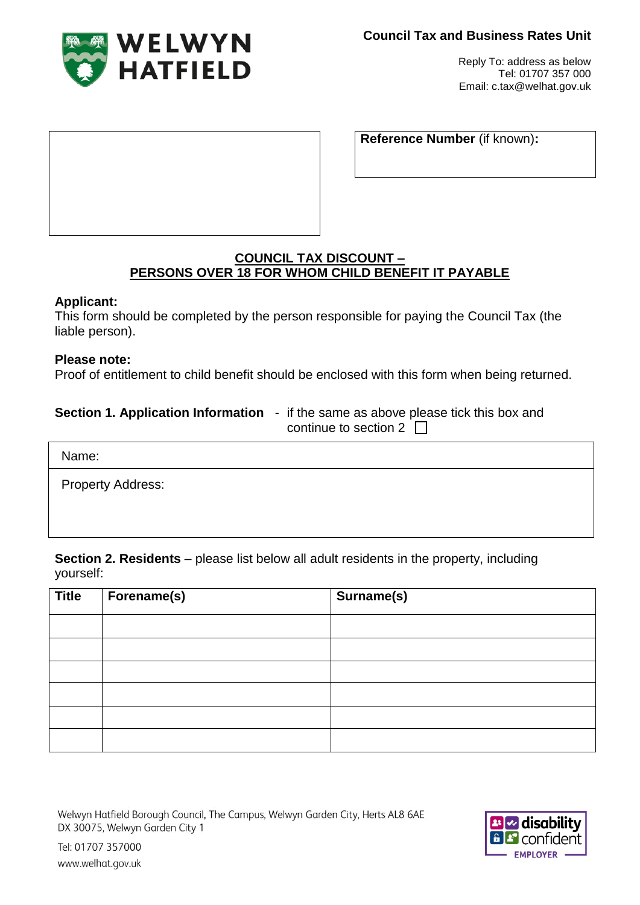**Council Tax and Business Rates Unit**

Reply To: address as below
Tel: 01707 357 000
Email: c.tax@welhat.gov.uk

**Reference Number** (if known)**:**

## COUNCIL TAX DISCOUNT – PERSONS OVER 18 FOR WHOM CHILD BENEFIT IT PAYABLE

**Applicant:**
This form should be completed by the person responsible for paying the Council Tax (the liable person).

**Please note:**
Proof of entitlement to child benefit should be enclosed with this form when being returned.

**Section 1. Application Information** - if the same as above please tick this box and continue to section 2 ☐

Name:

Property Address:

**Section 2. Residents** – please list below all adult residents in the property, including yourself:

| Title | Forename(s) | Surname(s) |
|---|---|---|
| | | |
| | | |
| | | |
| | | |
| | | |
| | | |

Welwyn Hatfield Borough Council, The Campus, Welwyn Garden City, Herts AL8 6AE
DX 30075, Welwyn Garden City 1
Tel: 01707 357000
www.welhat.gov.uk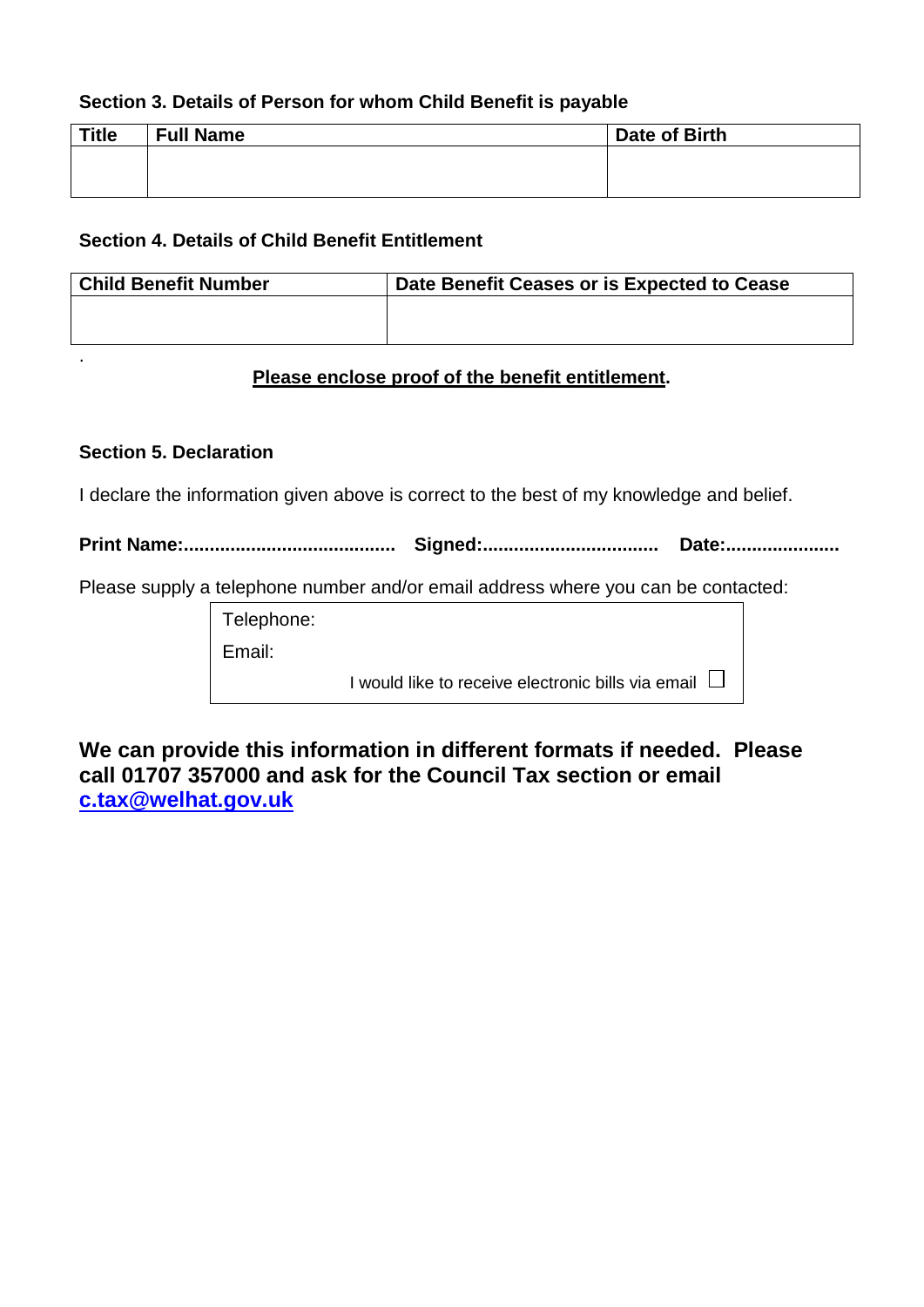**Section 3. Details of Person for whom Child Benefit is payable**

| Title | Full Name | Date of Birth |
|---|---|---|
| | | |

**Section 4. Details of Child Benefit Entitlement**

| Child Benefit Number | Date Benefit Ceases or is Expected to Cease |
|---|---|
| | |

.

**Please enclose proof of the benefit entitlement.**

**Section 5. Declaration**

I declare the information given above is correct to the best of my knowledge and belief.

**Print Name:.........................................** **Signed:.................................** **Date:......................**

Please supply a telephone number and/or email address where you can be contacted:

Telephone:

Email:

I would like to receive electronic bills via email ☐

**We can provide this information in different formats if needed. Please call 01707 357000 and ask for the Council Tax section or email [c.tax@welhat.gov.uk](mailto:c.tax@welhat.gov.uk)**